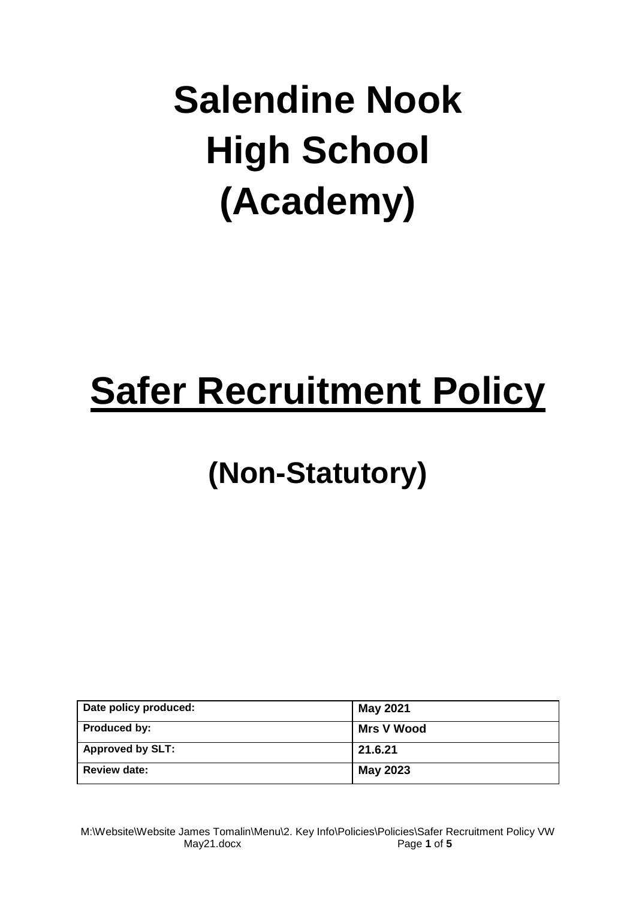# Salendine Nook High School (Academy)

# Safer Recruitment Policy

## (Non-Statutory)

| Date policy produced: | May 2021 |
|---|---|
| Produced by: | Mrs V Wood |
| Approved by SLT: | 21.6.21 |
| Review date: | May 2023 |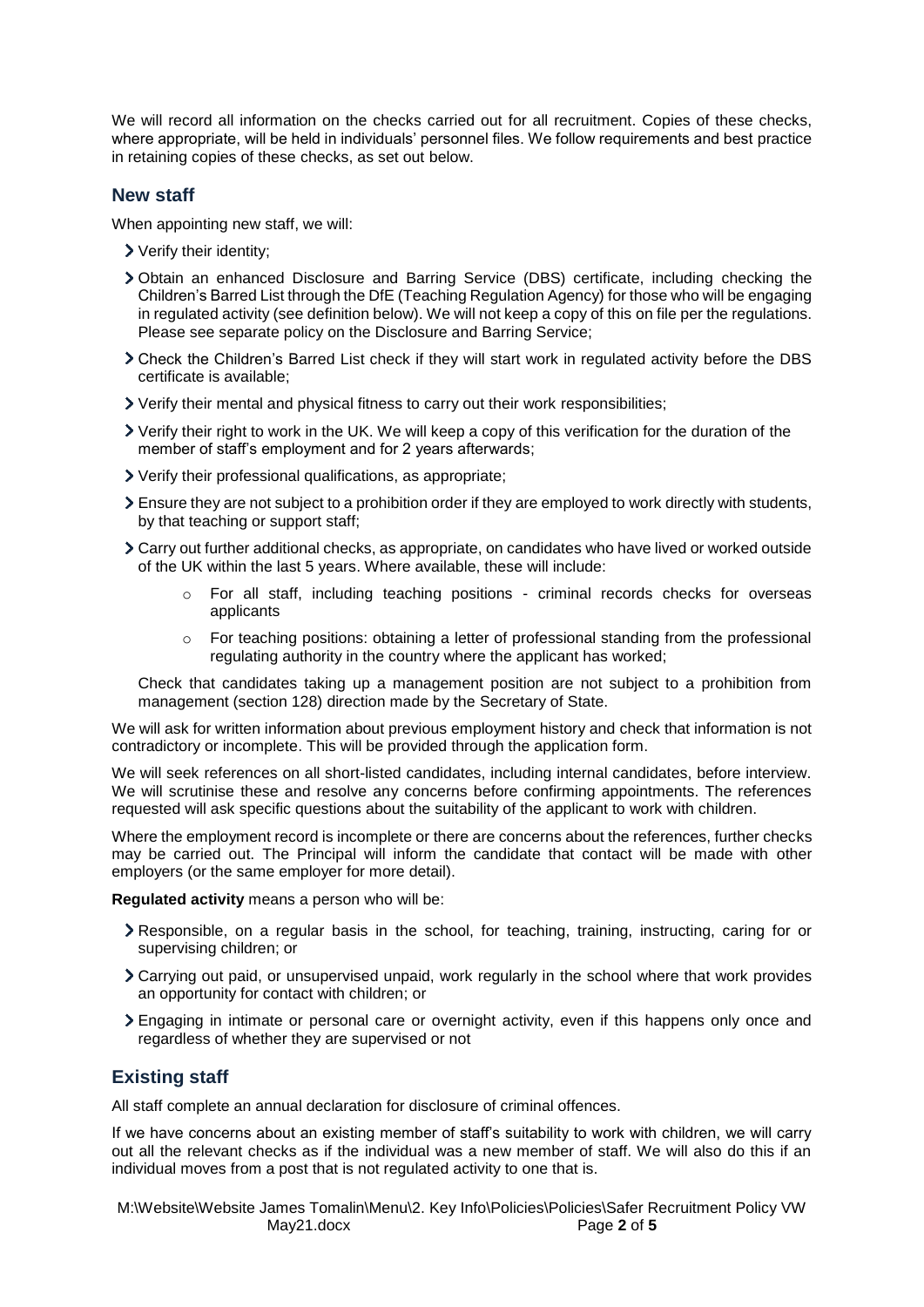We will record all information on the checks carried out for all recruitment. Copies of these checks, where appropriate, will be held in individuals' personnel files. We follow requirements and best practice in retaining copies of these checks, as set out below.

## New staff

When appointing new staff, we will:

- Verify their identity;
- Obtain an enhanced Disclosure and Barring Service (DBS) certificate, including checking the Children's Barred List through the DfE (Teaching Regulation Agency) for those who will be engaging in regulated activity (see definition below). We will not keep a copy of this on file per the regulations. Please see separate policy on the Disclosure and Barring Service;
- Check the Children's Barred List check if they will start work in regulated activity before the DBS certificate is available;
- Verify their mental and physical fitness to carry out their work responsibilities;
- Verify their right to work in the UK. We will keep a copy of this verification for the duration of the member of staff's employment and for 2 years afterwards;
- Verify their professional qualifications, as appropriate;
- Ensure they are not subject to a prohibition order if they are employed to work directly with students, by that teaching or support staff;
- Carry out further additional checks, as appropriate, on candidates who have lived or worked outside of the UK within the last 5 years. Where available, these will include:
  - For all staff, including teaching positions - criminal records checks for overseas applicants
  - For teaching positions: obtaining a letter of professional standing from the professional regulating authority in the country where the applicant has worked;

  Check that candidates taking up a management position are not subject to a prohibition from management (section 128) direction made by the Secretary of State.

We will ask for written information about previous employment history and check that information is not contradictory or incomplete. This will be provided through the application form.

We will seek references on all short-listed candidates, including internal candidates, before interview. We will scrutinise these and resolve any concerns before confirming appointments. The references requested will ask specific questions about the suitability of the applicant to work with children.

Where the employment record is incomplete or there are concerns about the references, further checks may be carried out. The Principal will inform the candidate that contact will be made with other employers (or the same employer for more detail).

**Regulated activity** means a person who will be:

- Responsible, on a regular basis in the school, for teaching, training, instructing, caring for or supervising children; or
- Carrying out paid, or unsupervised unpaid, work regularly in the school where that work provides an opportunity for contact with children; or
- Engaging in intimate or personal care or overnight activity, even if this happens only once and regardless of whether they are supervised or not

## Existing staff

All staff complete an annual declaration for disclosure of criminal offences.

If we have concerns about an existing member of staff's suitability to work with children, we will carry out all the relevant checks as if the individual was a new member of staff. We will also do this if an individual moves from a post that is not regulated activity to one that is.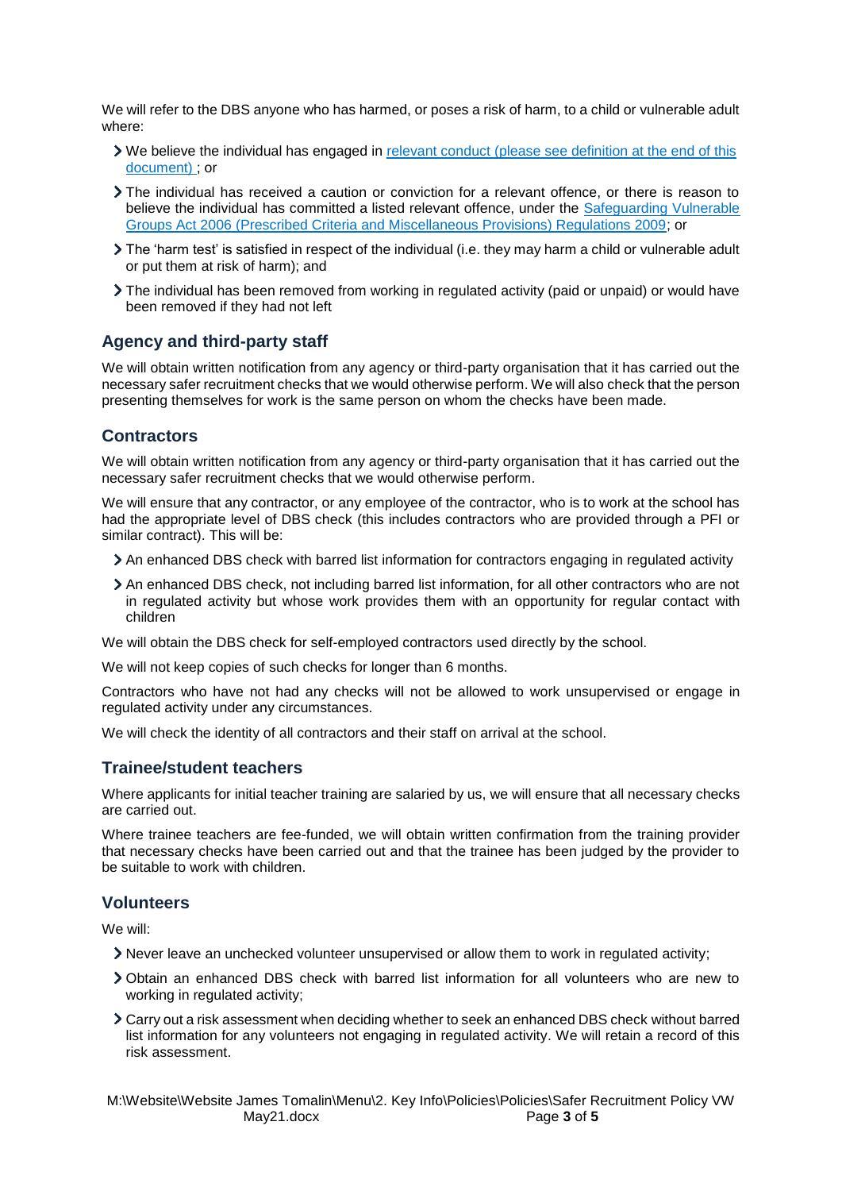We will refer to the DBS anyone who has harmed, or poses a risk of harm, to a child or vulnerable adult where:

- We believe the individual has engaged in [relevant conduct (please see definition at the end of this document)](#) ; or
- The individual has received a caution or conviction for a relevant offence, or there is reason to believe the individual has committed a listed relevant offence, under the [Safeguarding Vulnerable Groups Act 2006 (Prescribed Criteria and Miscellaneous Provisions) Regulations 2009](#); or
- The 'harm test' is satisfied in respect of the individual (i.e. they may harm a child or vulnerable adult or put them at risk of harm); and
- The individual has been removed from working in regulated activity (paid or unpaid) or would have been removed if they had not left

## Agency and third-party staff

We will obtain written notification from any agency or third-party organisation that it has carried out the necessary safer recruitment checks that we would otherwise perform. We will also check that the person presenting themselves for work is the same person on whom the checks have been made.

## Contractors

We will obtain written notification from any agency or third-party organisation that it has carried out the necessary safer recruitment checks that we would otherwise perform.

We will ensure that any contractor, or any employee of the contractor, who is to work at the school has had the appropriate level of DBS check (this includes contractors who are provided through a PFI or similar contract). This will be:

- An enhanced DBS check with barred list information for contractors engaging in regulated activity
- An enhanced DBS check, not including barred list information, for all other contractors who are not in regulated activity but whose work provides them with an opportunity for regular contact with children

We will obtain the DBS check for self-employed contractors used directly by the school.

We will not keep copies of such checks for longer than 6 months.

Contractors who have not had any checks will not be allowed to work unsupervised or engage in regulated activity under any circumstances.

We will check the identity of all contractors and their staff on arrival at the school.

## Trainee/student teachers

Where applicants for initial teacher training are salaried by us, we will ensure that all necessary checks are carried out.

Where trainee teachers are fee-funded, we will obtain written confirmation from the training provider that necessary checks have been carried out and that the trainee has been judged by the provider to be suitable to work with children.

## Volunteers

We will:

- Never leave an unchecked volunteer unsupervised or allow them to work in regulated activity;
- Obtain an enhanced DBS check with barred list information for all volunteers who are new to working in regulated activity;
- Carry out a risk assessment when deciding whether to seek an enhanced DBS check without barred list information for any volunteers not engaging in regulated activity. We will retain a record of this risk assessment.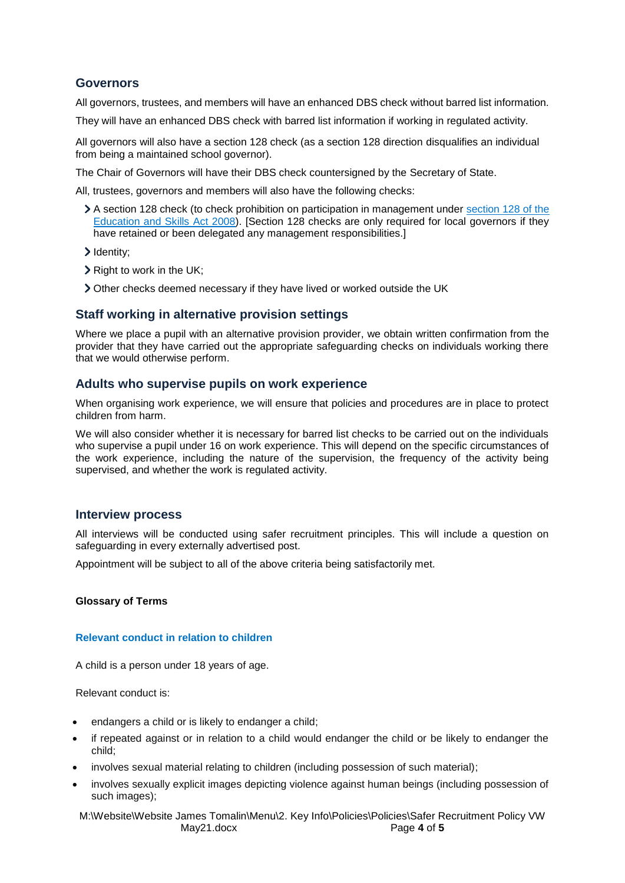## Governors

All governors, trustees, and members will have an enhanced DBS check without barred list information.

They will have an enhanced DBS check with barred list information if working in regulated activity.

All governors will also have a section 128 check (as a section 128 direction disqualifies an individual from being a maintained school governor).

The Chair of Governors will have their DBS check countersigned by the Secretary of State.

All, trustees, governors and members will also have the following checks:

- A section 128 check (to check prohibition on participation in management under [section 128 of the Education and Skills Act 2008]). [Section 128 checks are only required for local governors if they have retained or been delegated any management responsibilities.]
- Identity;
- Right to work in the UK;
- Other checks deemed necessary if they have lived or worked outside the UK

## Staff working in alternative provision settings

Where we place a pupil with an alternative provision provider, we obtain written confirmation from the provider that they have carried out the appropriate safeguarding checks on individuals working there that we would otherwise perform.

## Adults who supervise pupils on work experience

When organising work experience, we will ensure that policies and procedures are in place to protect children from harm.

We will also consider whether it is necessary for barred list checks to be carried out on the individuals who supervise a pupil under 16 on work experience. This will depend on the specific circumstances of the work experience, including the nature of the supervision, the frequency of the activity being supervised, and whether the work is regulated activity.

## Interview process

All interviews will be conducted using safer recruitment principles. This will include a question on safeguarding in every externally advertised post.

Appointment will be subject to all of the above criteria being satisfactorily met.

**Glossary of Terms**

### Relevant conduct in relation to children

A child is a person under 18 years of age.

Relevant conduct is:

- endangers a child or is likely to endanger a child;
- if repeated against or in relation to a child would endanger the child or be likely to endanger the child;
- involves sexual material relating to children (including possession of such material);
- involves sexually explicit images depicting violence against human beings (including possession of such images);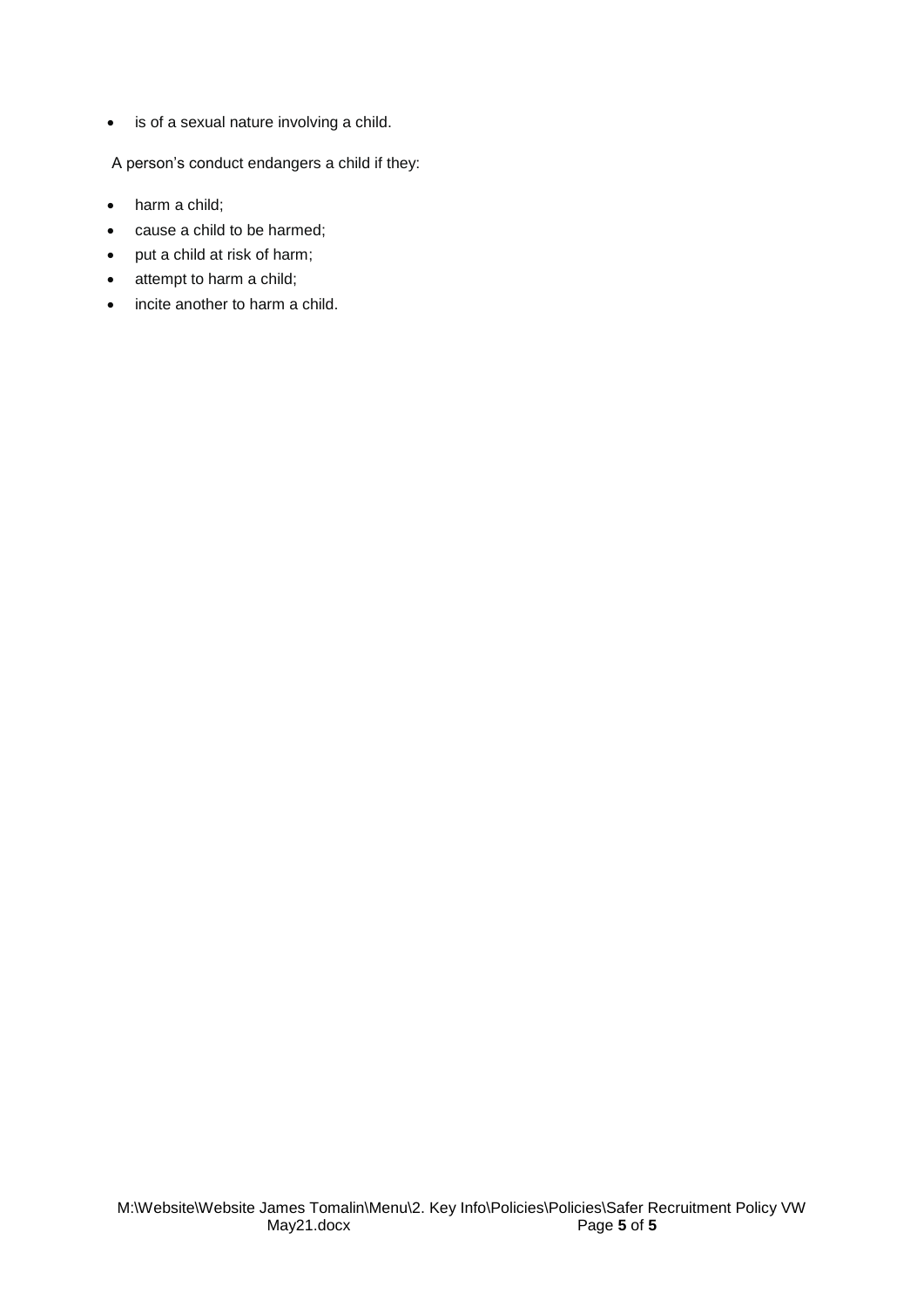- is of a sexual nature involving a child.

A person's conduct endangers a child if they:

- harm a child;
- cause a child to be harmed;
- put a child at risk of harm;
- attempt to harm a child;
- incite another to harm a child.